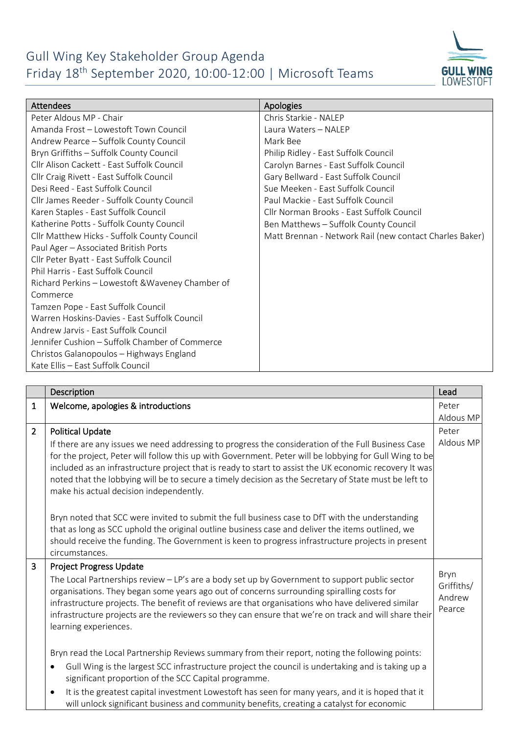# Gull Wing Key Stakeholder Group Agenda

Friday 18th September 2020, 10:00-12:00 | Microsoft Teams

| Attendees | Apologies |
|---|---|
| Peter Aldous MP - Chair | Chris Starkie - NALEP |
| Amanda Frost – Lowestoft Town Council | Laura Waters – NALEP |
| Andrew Pearce – Suffolk County Council | Mark Bee |
| Bryn Griffiths – Suffolk County Council | Philip Ridley - East Suffolk Council |
| Cllr Alison Cackett - East Suffolk Council | Carolyn Barnes - East Suffolk Council |
| Cllr Craig Rivett - East Suffolk Council | Gary Bellward - East Suffolk Council |
| Desi Reed - East Suffolk Council | Sue Meeken - East Suffolk Council |
| Cllr James Reeder - Suffolk County Council | Paul Mackie - East Suffolk Council |
| Karen Staples - East Suffolk Council | Cllr Norman Brooks - East Suffolk Council |
| Katherine Potts - Suffolk County Council | Ben Matthews – Suffolk County Council |
| Cllr Matthew Hicks - Suffolk County Council | Matt Brennan - Network Rail (new contact Charles Baker) |
| Paul Ager – Associated British Ports | |
| Cllr Peter Byatt - East Suffolk Council | |
| Phil Harris - East Suffolk Council | |
| Richard Perkins – Lowestoft &Waveney Chamber of Commerce | |
| Tamzen Pope - East Suffolk Council | |
| Warren Hoskins-Davies - East Suffolk Council | |
| Andrew Jarvis - East Suffolk Council | |
| Jennifer Cushion – Suffolk Chamber of Commerce | |
| Christos Galanopoulos – Highways England | |
| Kate Ellis – East Suffolk Council | |

| | Description | Lead |
|---|---|---|
| 1 | **Welcome, apologies & introductions** | Peter Aldous MP |
| 2 | **Political Update**<br>If there are any issues we need addressing to progress the consideration of the Full Business Case for the project, Peter will follow this up with Government. Peter will be lobbying for Gull Wing to be included as an infrastructure project that is ready to start to assist the UK economic recovery It was noted that the lobbying will be to secure a timely decision as the Secretary of State must be left to make his actual decision independently.<br><br>Bryn noted that SCC were invited to submit the full business case to DfT with the understanding that as long as SCC uphold the original outline business case and deliver the items outlined, we should receive the funding. The Government is keen to progress infrastructure projects in present circumstances. | Peter Aldous MP |
| 3 | **Project Progress Update**<br>The Local Partnerships review – LP's are a body set up by Government to support public sector organisations. They began some years ago out of concerns surrounding spiralling costs for infrastructure projects. The benefit of reviews are that organisations who have delivered similar infrastructure projects are the reviewers so they can ensure that we're on track and will share their learning experiences.<br><br>Bryn read the Local Partnership Reviews summary from their report, noting the following points:<br>• Gull Wing is the largest SCC infrastructure project the council is undertaking and is taking up a significant proportion of the SCC Capital programme.<br>• It is the greatest capital investment Lowestoft has seen for many years, and it is hoped that it will unlock significant business and community benefits, creating a catalyst for economic | Bryn Griffiths/ Andrew Pearce |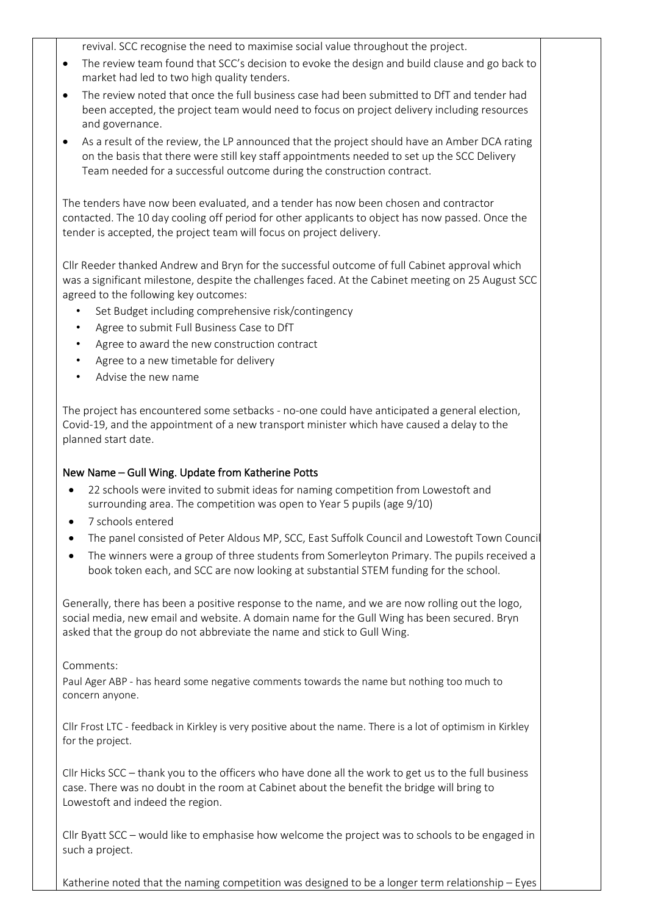revival. SCC recognise the need to maximise social value throughout the project.

- The review team found that SCC's decision to evoke the design and build clause and go back to market had led to two high quality tenders.
- The review noted that once the full business case had been submitted to DfT and tender had been accepted, the project team would need to focus on project delivery including resources and governance.
- As a result of the review, the LP announced that the project should have an Amber DCA rating on the basis that there were still key staff appointments needed to set up the SCC Delivery Team needed for a successful outcome during the construction contract.

The tenders have now been evaluated, and a tender has now been chosen and contractor contacted. The 10 day cooling off period for other applicants to object has now passed. Once the tender is accepted, the project team will focus on project delivery.

Cllr Reeder thanked Andrew and Bryn for the successful outcome of full Cabinet approval which was a significant milestone, despite the challenges faced. At the Cabinet meeting on 25 August SCC agreed to the following key outcomes:

- Set Budget including comprehensive risk/contingency
- Agree to submit Full Business Case to DfT
- Agree to award the new construction contract
- Agree to a new timetable for delivery
- Advise the new name

The project has encountered some setbacks - no-one could have anticipated a general election, Covid-19, and the appointment of a new transport minister which have caused a delay to the planned start date.

## New Name – Gull Wing. Update from Katherine Potts

- 22 schools were invited to submit ideas for naming competition from Lowestoft and surrounding area. The competition was open to Year 5 pupils (age 9/10)
- 7 schools entered
- The panel consisted of Peter Aldous MP, SCC, East Suffolk Council and Lowestoft Town Council
- The winners were a group of three students from Somerleyton Primary. The pupils received a book token each, and SCC are now looking at substantial STEM funding for the school.

Generally, there has been a positive response to the name, and we are now rolling out the logo, social media, new email and website. A domain name for the Gull Wing has been secured. Bryn asked that the group do not abbreviate the name and stick to Gull Wing.

Comments:

Paul Ager ABP - has heard some negative comments towards the name but nothing too much to concern anyone.

Cllr Frost LTC - feedback in Kirkley is very positive about the name. There is a lot of optimism in Kirkley for the project.

Cllr Hicks SCC – thank you to the officers who have done all the work to get us to the full business case. There was no doubt in the room at Cabinet about the benefit the bridge will bring to Lowestoft and indeed the region.

Cllr Byatt SCC – would like to emphasise how welcome the project was to schools to be engaged in such a project.

Katherine noted that the naming competition was designed to be a longer term relationship – Eyes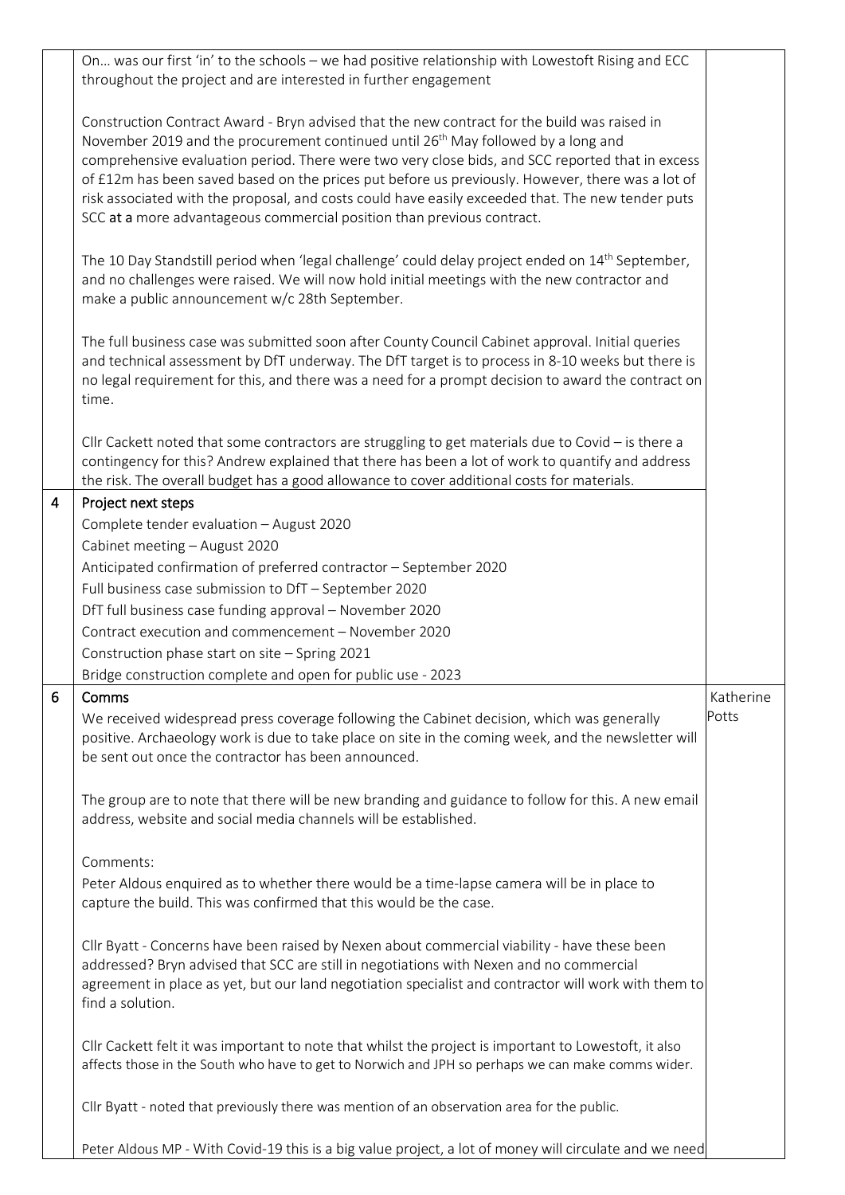| | | |
|---|---|---|
| | On… was our first 'in' to the schools – we had positive relationship with Lowestoft Rising and ECC throughout the project and are interested in further engagement<br><br>Construction Contract Award - Bryn advised that the new contract for the build was raised in November 2019 and the procurement continued until 26th May followed by a long and comprehensive evaluation period. There were two very close bids, and SCC reported that in excess of £12m has been saved based on the prices put before us previously. However, there was a lot of risk associated with the proposal, and costs could have easily exceeded that. The new tender puts SCC at a more advantageous commercial position than previous contract.<br><br>The 10 Day Standstill period when 'legal challenge' could delay project ended on 14th September, and no challenges were raised. We will now hold initial meetings with the new contractor and make a public announcement w/c 28th September.<br><br>The full business case was submitted soon after County Council Cabinet approval. Initial queries and technical assessment by DfT underway. The DfT target is to process in 8-10 weeks but there is no legal requirement for this, and there was a need for a prompt decision to award the contract on time.<br><br>Cllr Cackett noted that some contractors are struggling to get materials due to Covid – is there a contingency for this? Andrew explained that there has been a lot of work to quantify and address the risk. The overall budget has a good allowance to cover additional costs for materials. | |
| 4 | **Project next steps**<br>Complete tender evaluation – August 2020<br>Cabinet meeting – August 2020<br>Anticipated confirmation of preferred contractor – September 2020<br>Full business case submission to DfT – September 2020<br>DfT full business case funding approval – November 2020<br>Contract execution and commencement – November 2020<br>Construction phase start on site – Spring 2021<br>Bridge construction complete and open for public use - 2023 | |
| 6 | **Comms**<br>We received widespread press coverage following the Cabinet decision, which was generally positive. Archaeology work is due to take place on site in the coming week, and the newsletter will be sent out once the contractor has been announced.<br><br>The group are to note that there will be new branding and guidance to follow for this. A new email address, website and social media channels will be established.<br><br>Comments:<br>Peter Aldous enquired as to whether there would be a time-lapse camera will be in place to capture the build. This was confirmed that this would be the case.<br><br>Cllr Byatt - Concerns have been raised by Nexen about commercial viability - have these been addressed? Bryn advised that SCC are still in negotiations with Nexen and no commercial agreement in place as yet, but our land negotiation specialist and contractor will work with them to find a solution.<br><br>Cllr Cackett felt it was important to note that whilst the project is important to Lowestoft, it also affects those in the South who have to get to Norwich and JPH so perhaps we can make comms wider.<br><br>Cllr Byatt - noted that previously there was mention of an observation area for the public.<br><br>Peter Aldous MP - With Covid-19 this is a big value project, a lot of money will circulate and we need | Katherine Potts |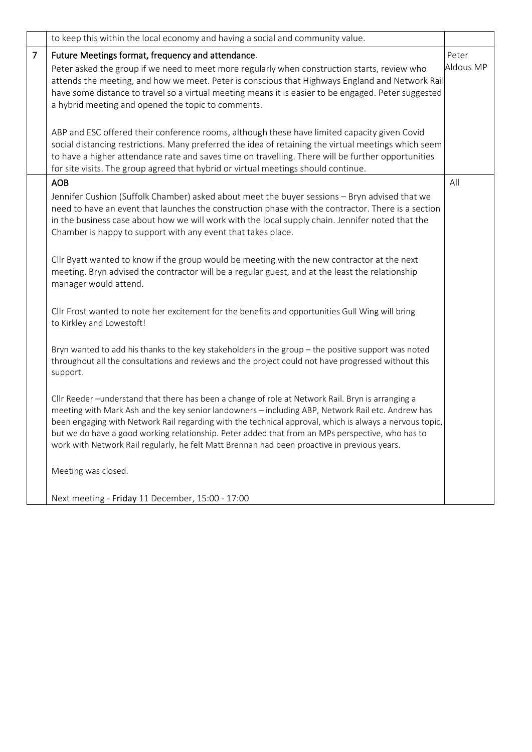| | | |
|---|---|---|
| | to keep this within the local economy and having a social and community value. | |
| 7 | **Future Meetings format, frequency and attendance**.<br><br>Peter asked the group if we need to meet more regularly when construction starts, review who attends the meeting, and how we meet. Peter is conscious that Highways England and Network Rail have some distance to travel so a virtual meeting means it is easier to be engaged. Peter suggested a hybrid meeting and opened the topic to comments.<br><br>ABP and ESC offered their conference rooms, although these have limited capacity given Covid social distancing restrictions. Many preferred the idea of retaining the virtual meetings which seem to have a higher attendance rate and saves time on travelling. There will be further opportunities for site visits. The group agreed that hybrid or virtual meetings should continue. | Peter Aldous MP |
| | **AOB**<br><br>Jennifer Cushion (Suffolk Chamber) asked about meet the buyer sessions – Bryn advised that we need to have an event that launches the construction phase with the contractor. There is a section in the business case about how we will work with the local supply chain. Jennifer noted that the Chamber is happy to support with any event that takes place.<br><br>Cllr Byatt wanted to know if the group would be meeting with the new contractor at the next meeting. Bryn advised the contractor will be a regular guest, and at the least the relationship manager would attend.<br><br>Cllr Frost wanted to note her excitement for the benefits and opportunities Gull Wing will bring to Kirkley and Lowestoft!<br><br>Bryn wanted to add his thanks to the key stakeholders in the group – the positive support was noted throughout all the consultations and reviews and the project could not have progressed without this support.<br><br>Cllr Reeder –understand that there has been a change of role at Network Rail. Bryn is arranging a meeting with Mark Ash and the key senior landowners – including ABP, Network Rail etc. Andrew has been engaging with Network Rail regarding with the technical approval, which is always a nervous topic, but we do have a good working relationship. Peter added that from an MPs perspective, who has to work with Network Rail regularly, he felt Matt Brennan had been proactive in previous years.<br><br>Meeting was closed.<br><br>Next meeting - **Friday** 11 December, 15:00 - 17:00 | All |